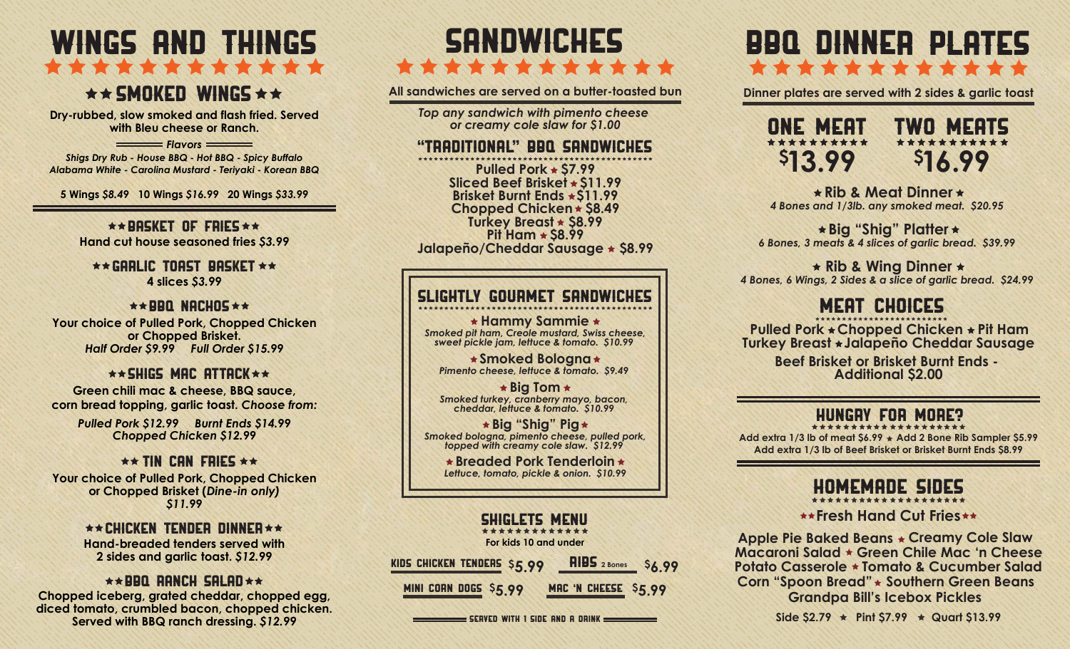# WINGS AND THINGS

## ★★ SMOKED WINGS ★★

**Dry-rubbed, slow smoked and flash fried. Served with Bleu cheese or Ranch.**

*Flavors*

*Shigs Dry Rub - House BBQ - Hot BBQ - Spicy Buffalo Alabama White - Carolina Mustard - Teriyaki - Korean BBQ*

**5 Wings** ***$8.49*** **10 Wings** ***$16.99*** **20 Wings** ***$33.99***

### ★★ BASKET OF FRIES ★★

**Hand cut house seasoned fries** ***$3.99***

### ★★ GARLIC TOAST BASKET ★★

**4 slices** ***$3.99***

### ★★ BBQ NACHOS ★★

**Your choice of Pulled Pork, Chopped Chicken or Chopped Brisket.**
***Half Order $9.99 Full Order $15.99***

### ★★ SHIGS MAC ATTACK ★★

**Green chili mac & cheese, BBQ sauce, corn bread topping, garlic toast.** ***Choose from:***

***Pulled Pork $12.99 Burnt Ends $14.99***
***Chopped Chicken $12.99***

### ★★ TIN CAN FRIES ★★

**Your choice of Pulled Pork, Chopped Chicken or Chopped Brisket (*Dine-in only*)** ***$11.99***

### ★★ CHICKEN TENDER DINNER ★★

**Hand-breaded tenders served with 2 sides and garlic toast.** ***$12.99***

### ★★ BBQ RANCH SALAD ★★

**Chopped iceberg, grated cheddar, chopped egg, diced tomato, crumbled bacon, chopped chicken. Served with BBQ ranch dressing.** ***$12.99***

# SANDWICHES

**All sandwiches are served on a butter-toasted bun**

***Top any sandwich with pimento cheese or creamy cole slaw for $1.00***

## "TRADITIONAL" BBQ SANDWICHES

**Pulled Pork ★ $7.99**
**Sliced Beef Brisket ★ $11.99**
**Brisket Burnt Ends ★ $11.99**
**Chopped Chicken ★ $8.49**
**Turkey Breast ★ $8.99**
**Pit Ham ★ $8.99**
**Jalapeño/Cheddar Sausage ★ $8.99**

## SLIGHTLY GOURMET SANDWICHES

**★ Hammy Sammie ★**
*Smoked pit ham, Creole mustard, Swiss cheese, sweet pickle jam, lettuce & tomato. $10.99*

**★ Smoked Bologna ★**
*Pimento cheese, lettuce & tomato. $9.49*

**★ Big Tom ★**
*Smoked turkey, cranberry mayo, bacon, cheddar, lettuce & tomato. $10.99*

**★ Big "Shig" Pig ★**
*Smoked bologna, pimento cheese, pulled pork, topped with creamy cole slaw. $12.99*

**★ Breaded Pork Tenderloin ★**
*Lettuce, tomato, pickle & onion. $10.99*

## SHIGLETS MENU

**For kids 10 and under**

KIDS CHICKEN TENDERS $5.99 RIBS 2 Bones $6.99
MINI CORN DOGS $5.99 MAC 'N CHEESE $5.99

SERVED WITH 1 SIDE AND A DRINK

# BBQ DINNER PLATES

**Dinner plates are served with 2 sides & garlic toast**

**ONE MEAT $13.99** **TWO MEATS $16.99**

**★ Rib & Meat Dinner ★**
*4 Bones and 1/3lb. any smoked meat. $20.95*

**★ Big "Shig" Platter ★**
*6 Bones, 3 meats & 4 slices of garlic bread. $39.99*

**★ Rib & Wing Dinner ★**
*4 Bones, 6 Wings, 2 Sides & a slice of garlic bread. $24.99*

## MEAT CHOICES

**Pulled Pork ★ Chopped Chicken ★ Pit Ham Turkey Breast ★ Jalapeño Cheddar Sausage**

**Beef Brisket or Brisket Burnt Ends - Additional $2.00**

## HUNGRY FOR MORE?

**Add extra 1/3 lb of meat $6.99 ★ Add 2 Bone Rib Sampler $5.99**
**Add extra 1/3 lb of Beef Brisket or Brisket Burnt Ends $8.99**

## HOMEMADE SIDES

**★★ Fresh Hand Cut Fries ★★**

**Apple Pie Baked Beans ★ Creamy Cole Slaw Macaroni Salad ★ Green Chile Mac 'n Cheese Potato Casserole ★ Tomato & Cucumber Salad Corn "Spoon Bread" ★ Southern Green Beans Grandpa Bill's Icebox Pickles**

**Side $2.79 ★ Pint $7.99 ★ Quart $13.99**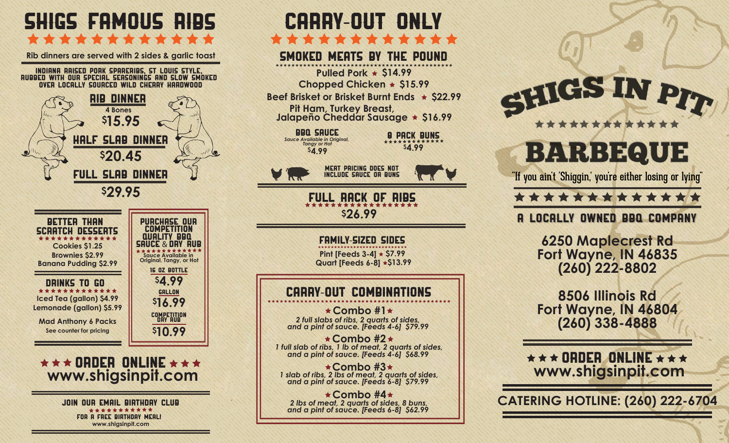# SHIGS FAMOUS RIBS

★★★★★★★★★★★★

**Rib dinners are served with 2 sides & garlic toast**

INDIANA RAISED PORK SPARERIBS, ST LOUIS STYLE, RUBBED WITH OUR SPECIAL SEASONINGS AND SLOW SMOKED OVER LOCALLY SOURCED WILD CHERRY HARDWOOD

## RIB DINNER

4 Bones

$15.95

## HALF SLAB DINNER

$20.45

## FULL SLAB DINNER

$29.95

### BETTER THAN SCRATCH DESSERTS

Cookies $1.25

Brownies $2.99

Banana Pudding $2.99

### DRINKS TO GO

Iced Tea (gallon) $4.99

Lemonade (gallon) $5.99

Mad Anthony 6 Packs

See counter for pricing

### PURCHASE OUR COMPETITION QUALITY BBQ SAUCE & DRY RUB

Sauce Available in Original, Tangy, or Hot

16 OZ BOTTLE

$4.99

GALLON

$16.99

COMPETITION DRY RUB

$10.99

★★★ ORDER ONLINE ★★★
**www.shigsinpit.com**

JOIN OUR EMAIL BIRTHDAY CLUB
FOR A FREE BIRTHDAY MEAL!
www.shigsinpit.com

# CARRY-OUT ONLY

★★★★★★★★★★★★

## SMOKED MEATS BY THE POUND

Pulled Pork ★ $14.99

Chopped Chicken ★ $15.99

Beef Brisket or Brisket Burnt Ends ★ $22.99

Pit Ham, Turkey Breast, Jalapeño Cheddar Sausage ★ $16.99

**BBQ SAUCE**
*Sauce Available in Original, Tangy or Hot*
$4.99

**8 PACK BUNS**
$4.99

MEAT PRICING DOES NOT INCLUDE SAUCE OR BUNS

## FULL RACK OF RIBS

$26.99

## FAMILY-SIZED SIDES

Pint [Feeds 3-4] ★ $7.99

Quart [Feeds 6-8] ★ $13.99

## CARRY-OUT COMBINATIONS

★Combo #1★
*2 full slabs of ribs, 2 quarts of sides, and a pint of sauce. [Feeds 4-6] $79.99*

★Combo #2★
*1 full slab of ribs, 1 lb of meat, 2 quarts of sides, and a pint of sauce. [Feeds 4-6] $68.99*

★Combo #3★
*1 slab of ribs, 2 lbs of meat, 2 quarts of sides, and a pint of sauce. [Feeds 6-8] $79.99*

★Combo #4★
*2 lbs of meat, 2 quarts of sides, 8 buns, and a pint of sauce. [Feeds 6-8] $62.99*

# SHIGS IN PIT

# BARBEQUE

"If you ain't 'Shiggin,' you're either losing or lying"

A LOCALLY OWNED BBQ COMPANY

**6250 Maplecrest Rd
Fort Wayne, IN 46835
(260) 222-8802**

**8506 Illinois Rd
Fort Wayne, IN 46804
(260) 338-4888**

★★★ ORDER ONLINE ★★★
**www.shigsinpit.com**

**CATERING HOTLINE: (260) 222-6704**